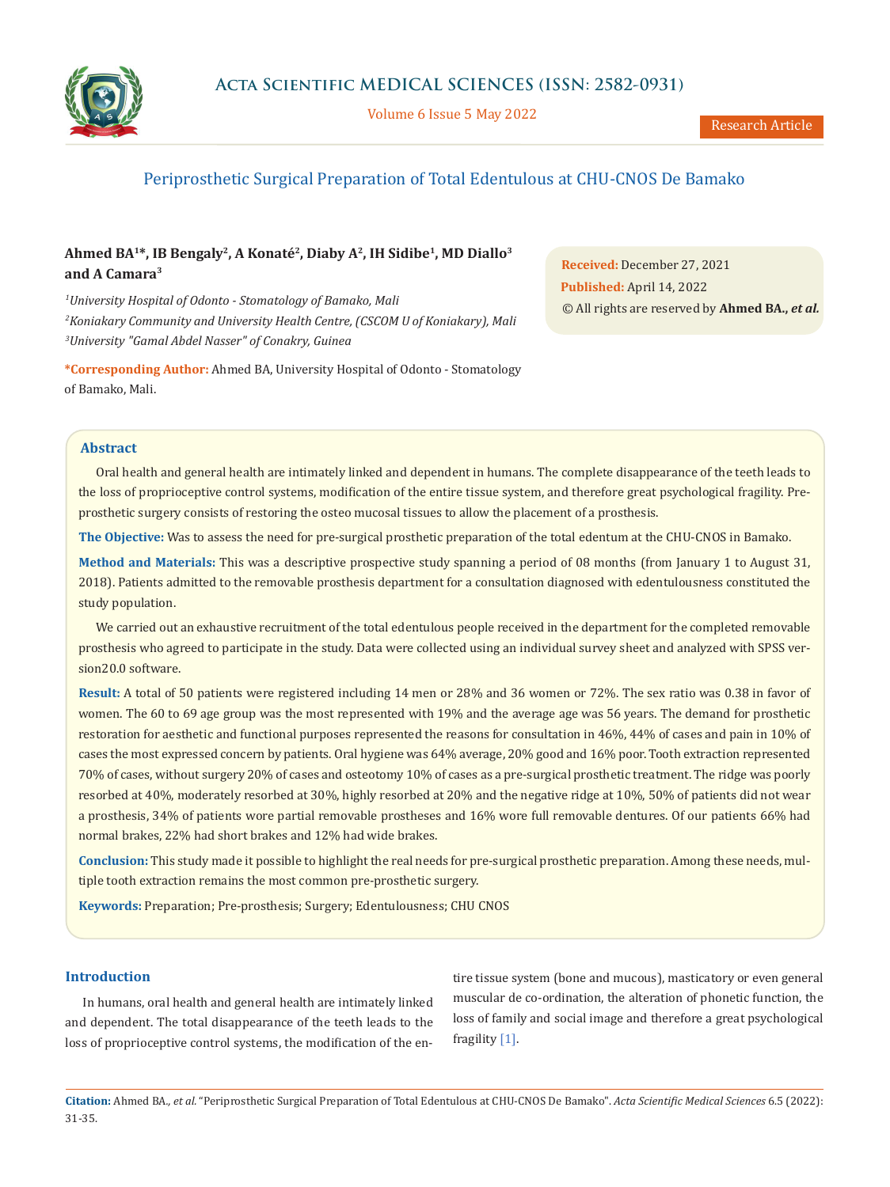# Periprosthetic Surgical Preparation of Total Edentulous at CHU-CNOS De Bamako

**Ahmed BA[1]*, IB Bengaly[2], A Konaté[2], Diaby A[2], IH Sidibe[1], MD Diallo[3] and A Camara[3]**

*[1]University Hospital of Odonto - Stomatology of Bamako, Mali*

*[2]Koniakary Community and University Health Centre, (CSCOM U of Koniakary), Mali*

*[3]University "Gamal Abdel Nasser" of Conakry, Guinea*

**\*Corresponding Author:** Ahmed BA, University Hospital of Odonto - Stomatology of Bamako, Mali.

**Received:** December 27, 2021

**Published:** April 14, 2022

© All rights are reserved by **Ahmed BA., *et al.***

## Abstract

Oral health and general health are intimately linked and dependent in humans. The complete disappearance of the teeth leads to the loss of proprioceptive control systems, modification of the entire tissue system, and therefore great psychological fragility. Pre-prosthetic surgery consists of restoring the osteo mucosal tissues to allow the placement of a prosthesis.

**The Objective:** Was to assess the need for pre-surgical prosthetic preparation of the total edentum at the CHU-CNOS in Bamako.

**Method and Materials:** This was a descriptive prospective study spanning a period of 08 months (from January 1 to August 31, 2018). Patients admitted to the removable prosthesis department for a consultation diagnosed with edentulousness constituted the study population.

We carried out an exhaustive recruitment of the total edentulous people received in the department for the completed removable prosthesis who agreed to participate in the study. Data were collected using an individual survey sheet and analyzed with SPSS version20.0 software.

**Result:** A total of 50 patients were registered including 14 men or 28% and 36 women or 72%. The sex ratio was 0.38 in favor of women. The 60 to 69 age group was the most represented with 19% and the average age was 56 years. The demand for prosthetic restoration for aesthetic and functional purposes represented the reasons for consultation in 46%, 44% of cases and pain in 10% of cases the most expressed concern by patients. Oral hygiene was 64% average, 20% good and 16% poor. Tooth extraction represented 70% of cases, without surgery 20% of cases and osteotomy 10% of cases as a pre-surgical prosthetic treatment. The ridge was poorly resorbed at 40%, moderately resorbed at 30%, highly resorbed at 20% and the negative ridge at 10%, 50% of patients did not wear a prosthesis, 34% of patients wore partial removable prostheses and 16% wore full removable dentures. Of our patients 66% had normal brakes, 22% had short brakes and 12% had wide brakes.

**Conclusion:** This study made it possible to highlight the real needs for pre-surgical prosthetic preparation. Among these needs, multiple tooth extraction remains the most common pre-prosthetic surgery.

**Keywords:** Preparation; Pre-prosthesis; Surgery; Edentulousness; CHU CNOS

## Introduction

In humans, oral health and general health are intimately linked and dependent. The total disappearance of the teeth leads to the loss of proprioceptive control systems, the modification of the entire tissue system (bone and mucous), masticatory or even general muscular de co-ordination, the alteration of phonetic function, the loss of family and social image and therefore a great psychological fragility [1].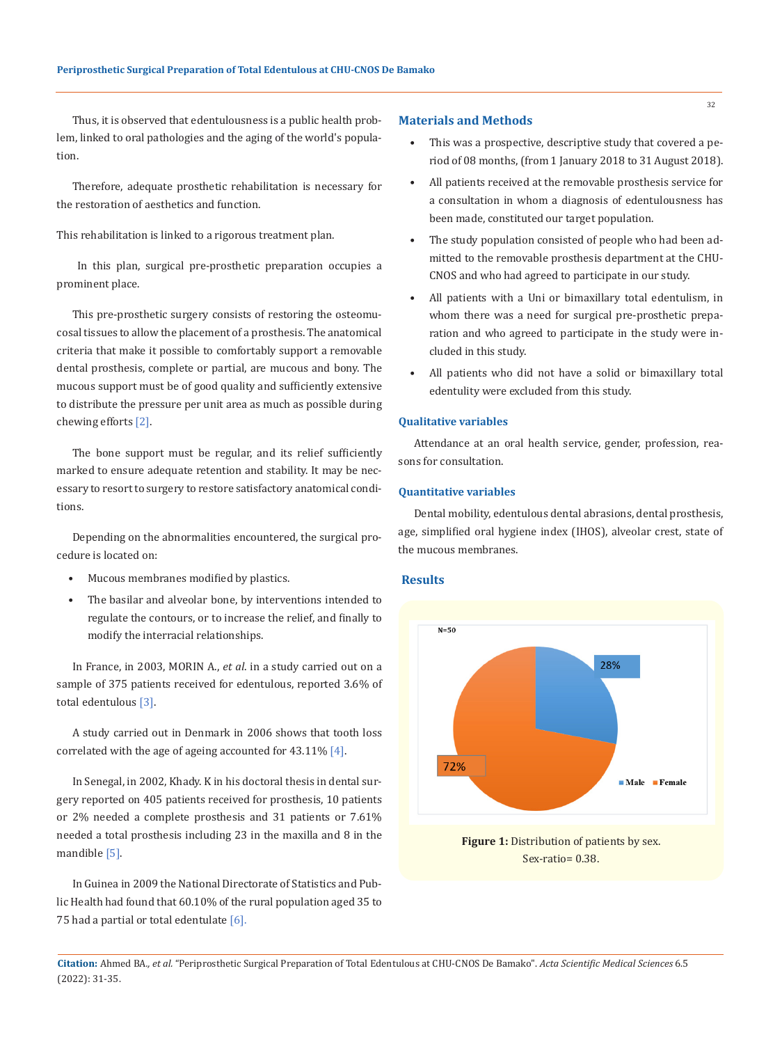Thus, it is observed that edentulousness is a public health problem, linked to oral pathologies and the aging of the world's population.

Therefore, adequate prosthetic rehabilitation is necessary for the restoration of aesthetics and function.

This rehabilitation is linked to a rigorous treatment plan.

In this plan, surgical pre-prosthetic preparation occupies a prominent place.

This pre-prosthetic surgery consists of restoring the osteomucosal tissues to allow the placement of a prosthesis. The anatomical criteria that make it possible to comfortably support a removable dental prosthesis, complete or partial, are mucous and bony. The mucous support must be of good quality and sufficiently extensive to distribute the pressure per unit area as much as possible during chewing efforts [2].

The bone support must be regular, and its relief sufficiently marked to ensure adequate retention and stability. It may be necessary to resort to surgery to restore satisfactory anatomical conditions.

Depending on the abnormalities encountered, the surgical procedure is located on:

- Mucous membranes modified by plastics.
- The basilar and alveolar bone, by interventions intended to regulate the contours, or to increase the relief, and finally to modify the interracial relationships.

In France, in 2003, MORIN A., *et al.* in a study carried out on a sample of 375 patients received for edentulous, reported 3.6% of total edentulous [3].

A study carried out in Denmark in 2006 shows that tooth loss correlated with the age of ageing accounted for 43.11% [4].

In Senegal, in 2002, Khady. K in his doctoral thesis in dental surgery reported on 405 patients received for prosthesis, 10 patients or 2% needed a complete prosthesis and 31 patients or 7.61% needed a total prosthesis including 23 in the maxilla and 8 in the mandible [5].

In Guinea in 2009 the National Directorate of Statistics and Public Health had found that 60.10% of the rural population aged 35 to 75 had a partial or total edentulate [6].

## Materials and Methods

- This was a prospective, descriptive study that covered a period of 08 months, (from 1 January 2018 to 31 August 2018).
- All patients received at the removable prosthesis service for a consultation in whom a diagnosis of edentulousness has been made, constituted our target population.
- The study population consisted of people who had been admitted to the removable prosthesis department at the CHU-CNOS and who had agreed to participate in our study.
- All patients with a Uni or bimaxillary total edentulism, in whom there was a need for surgical pre-prosthetic preparation and who agreed to participate in the study were included in this study.
- All patients who did not have a solid or bimaxillary total edentulity were excluded from this study.

### Qualitative variables

Attendance at an oral health service, gender, profession, reasons for consultation.

### Quantitative variables

Dental mobility, edentulous dental abrasions, dental prosthesis, age, simplified oral hygiene index (IHOS), alveolar crest, state of the mucous membranes.

## Results

N=50

| Sex | Percentage |
|---|---|
| Male | 28% |
| Female | 72% |

**Figure 1:** Distribution of patients by sex.
Sex-ratio= 0.38.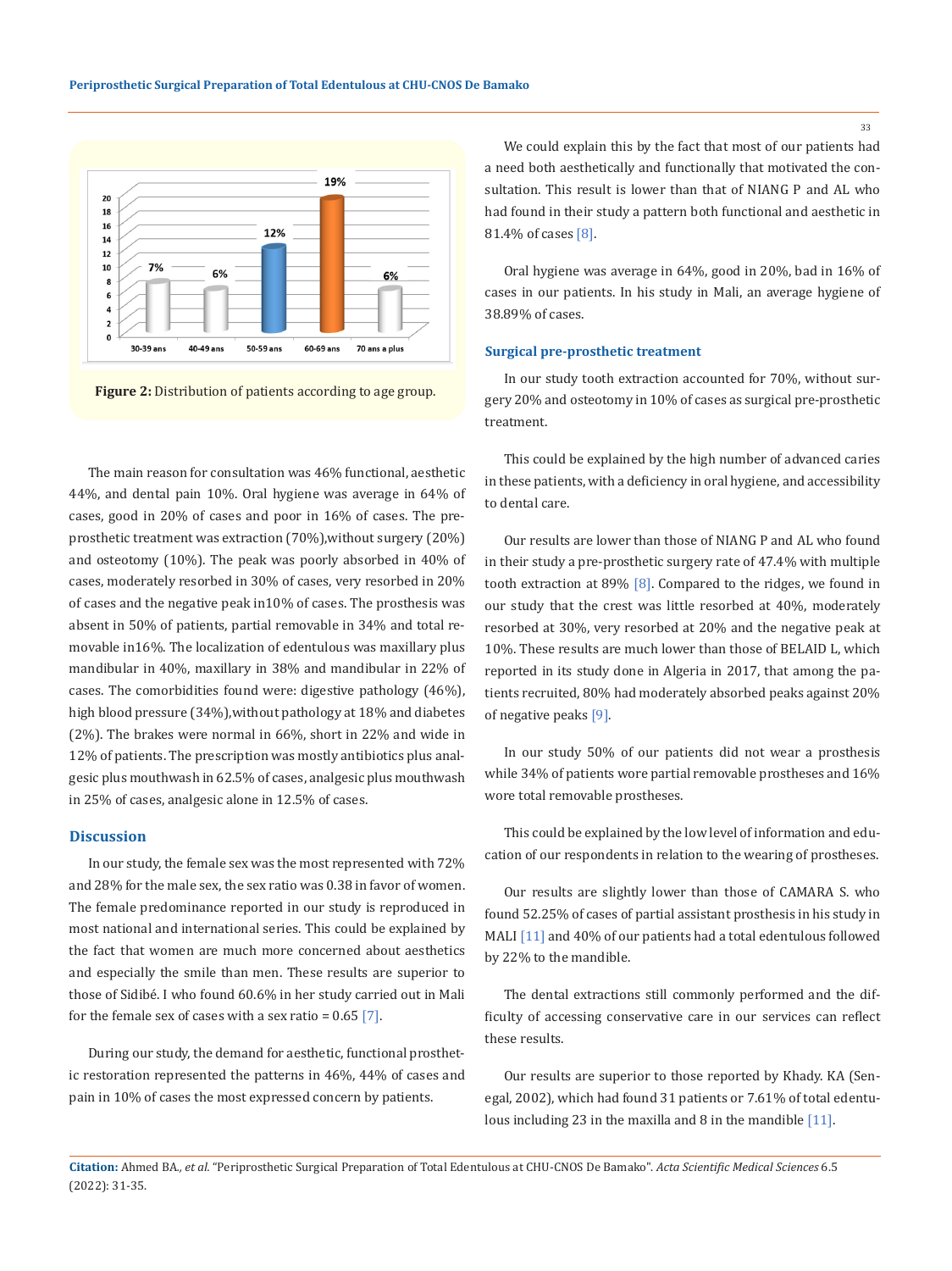Figure 2: Distribution of patients according to age group.

The main reason for consultation was 46% functional, aesthetic 44%, and dental pain 10%. Oral hygiene was average in 64% of cases, good in 20% of cases and poor in 16% of cases. The pre-prosthetic treatment was extraction (70%),without surgery (20%) and osteotomy (10%). The peak was poorly absorbed in 40% of cases, moderately resorbed in 30% of cases, very resorbed in 20% of cases and the negative peak in10% of cases. The prosthesis was absent in 50% of patients, partial removable in 34% and total removable in16%. The localization of edentulous was maxillary plus mandibular in 40%, maxillary in 38% and mandibular in 22% of cases. The comorbidities found were: digestive pathology (46%), high blood pressure (34%),without pathology at 18% and diabetes (2%). The brakes were normal in 66%, short in 22% and wide in 12% of patients. The prescription was mostly antibiotics plus analgesic plus mouthwash in 62.5% of cases, analgesic plus mouthwash in 25% of cases, analgesic alone in 12.5% of cases.

## Discussion

In our study, the female sex was the most represented with 72% and 28% for the male sex, the sex ratio was 0.38 in favor of women. The female predominance reported in our study is reproduced in most national and international series. This could be explained by the fact that women are much more concerned about aesthetics and especially the smile than men. These results are superior to those of Sidibé. I who found 60.6% in her study carried out in Mali for the female sex of cases with a sex ratio = 0.65 [7].

During our study, the demand for aesthetic, functional prosthetic restoration represented the patterns in 46%, 44% of cases and pain in 10% of cases the most expressed concern by patients.

We could explain this by the fact that most of our patients had a need both aesthetically and functionally that motivated the consultation. This result is lower than that of NIANG P and AL who had found in their study a pattern both functional and aesthetic in 81.4% of cases [8].

Oral hygiene was average in 64%, good in 20%, bad in 16% of cases in our patients. In his study in Mali, an average hygiene of 38.89% of cases.

### Surgical pre-prosthetic treatment

In our study tooth extraction accounted for 70%, without surgery 20% and osteotomy in 10% of cases as surgical pre-prosthetic treatment.

This could be explained by the high number of advanced caries in these patients, with a deficiency in oral hygiene, and accessibility to dental care.

Our results are lower than those of NIANG P and AL who found in their study a pre-prosthetic surgery rate of 47.4% with multiple tooth extraction at 89% [8]. Compared to the ridges, we found in our study that the crest was little resorbed at 40%, moderately resorbed at 30%, very resorbed at 20% and the negative peak at 10%. These results are much lower than those of BELAID L, which reported in its study done in Algeria in 2017, that among the patients recruited, 80% had moderately absorbed peaks against 20% of negative peaks [9].

In our study 50% of our patients did not wear a prosthesis while 34% of patients wore partial removable prostheses and 16% wore total removable prostheses.

This could be explained by the low level of information and education of our respondents in relation to the wearing of prostheses.

Our results are slightly lower than those of CAMARA S. who found 52.25% of cases of partial assistant prosthesis in his study in MALI [11] and 40% of our patients had a total edentulous followed by 22% to the mandible.

The dental extractions still commonly performed and the difficulty of accessing conservative care in our services can reflect these results.

Our results are superior to those reported by Khady. KA (Senegal, 2002), which had found 31 patients or 7.61% of total edentulous including 23 in the maxilla and 8 in the mandible [11].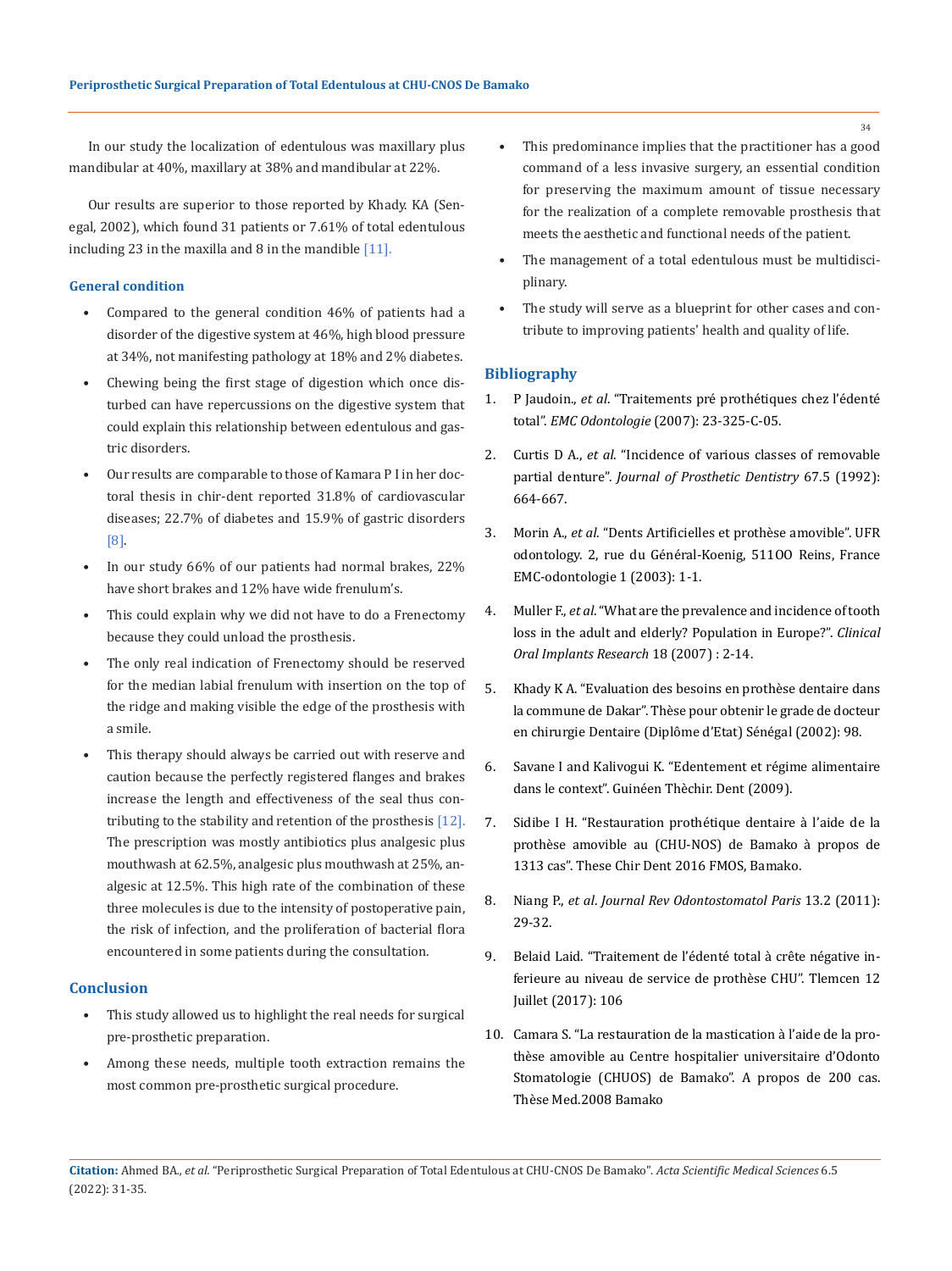In our study the localization of edentulous was maxillary plus mandibular at 40%, maxillary at 38% and mandibular at 22%.

Our results are superior to those reported by Khady. KA (Senegal, 2002), which found 31 patients or 7.61% of total edentulous including 23 in the maxilla and 8 in the mandible [11].

### General condition

- Compared to the general condition 46% of patients had a disorder of the digestive system at 46%, high blood pressure at 34%, not manifesting pathology at 18% and 2% diabetes.
- Chewing being the first stage of digestion which once disturbed can have repercussions on the digestive system that could explain this relationship between edentulous and gastric disorders.
- Our results are comparable to those of Kamara P I in her doctoral thesis in chir-dent reported 31.8% of cardiovascular diseases; 22.7% of diabetes and 15.9% of gastric disorders [8].
- In our study 66% of our patients had normal brakes, 22% have short brakes and 12% have wide frenulum's.
- This could explain why we did not have to do a Frenectomy because they could unload the prosthesis.
- The only real indication of Frenectomy should be reserved for the median labial frenulum with insertion on the top of the ridge and making visible the edge of the prosthesis with a smile.
- This therapy should always be carried out with reserve and caution because the perfectly registered flanges and brakes increase the length and effectiveness of the seal thus contributing to the stability and retention of the prosthesis [12]. The prescription was mostly antibiotics plus analgesic plus mouthwash at 62.5%, analgesic plus mouthwash at 25%, analgesic at 12.5%. This high rate of the combination of these three molecules is due to the intensity of postoperative pain, the risk of infection, and the proliferation of bacterial flora encountered in some patients during the consultation.

### Conclusion

- This study allowed us to highlight the real needs for surgical pre-prosthetic preparation.
- Among these needs, multiple tooth extraction remains the most common pre-prosthetic surgical procedure.
- This predominance implies that the practitioner has a good command of a less invasive surgery, an essential condition for preserving the maximum amount of tissue necessary for the realization of a complete removable prosthesis that meets the aesthetic and functional needs of the patient.
- The management of a total edentulous must be multidisciplinary.
- The study will serve as a blueprint for other cases and contribute to improving patients' health and quality of life.

### Bibliography

1. P Jaudoin., *et al*. "Traitements pré prothétiques chez l'édenté total". *EMC Odontologie* (2007): 23-325-C-05.
2. Curtis D A., *et al*. "Incidence of various classes of removable partial denture". *Journal of Prosthetic Dentistry* 67.5 (1992): 664-667.
3. Morin A., *et al*. "Dents Artificielles et prothèse amovible". UFR odontology. 2, rue du Général-Koenig, 511OO Reins, France EMC-odontologie 1 (2003): 1-1.
4. Muller F., *et al*. "What are the prevalence and incidence of tooth loss in the adult and elderly? Population in Europe?". *Clinical Oral Implants Research* 18 (2007) : 2-14.
5. Khady K A. "Evaluation des besoins en prothèse dentaire dans la commune de Dakar". Thèse pour obtenir le grade de docteur en chirurgie Dentaire (Diplôme d'Etat) Sénégal (2002): 98.
6. Savane I and Kalivogui K. "Edentement et régime alimentaire dans le context". Guinéen Thèchir. Dent (2009).
7. Sidibe I H. "Restauration prothétique dentaire à l'aide de la prothèse amovible au (CHU-NOS) de Bamako à propos de 1313 cas". These Chir Dent 2016 FMOS, Bamako.
8. Niang P., *et al*. *Journal Rev Odontostomatol Paris* 13.2 (2011): 29-32.
9. Belaid Laid. "Traitement de l'édenté total à crête négative inferieure au niveau de service de prothèse CHU". Tlemcen 12 Juillet (2017): 106
10. Camara S. "La restauration de la mastication à l'aide de la prothèse amovible au Centre hospitalier universitaire d'Odonto Stomatologie (CHUOS) de Bamako". A propos de 200 cas. Thèse Med.2008 Bamako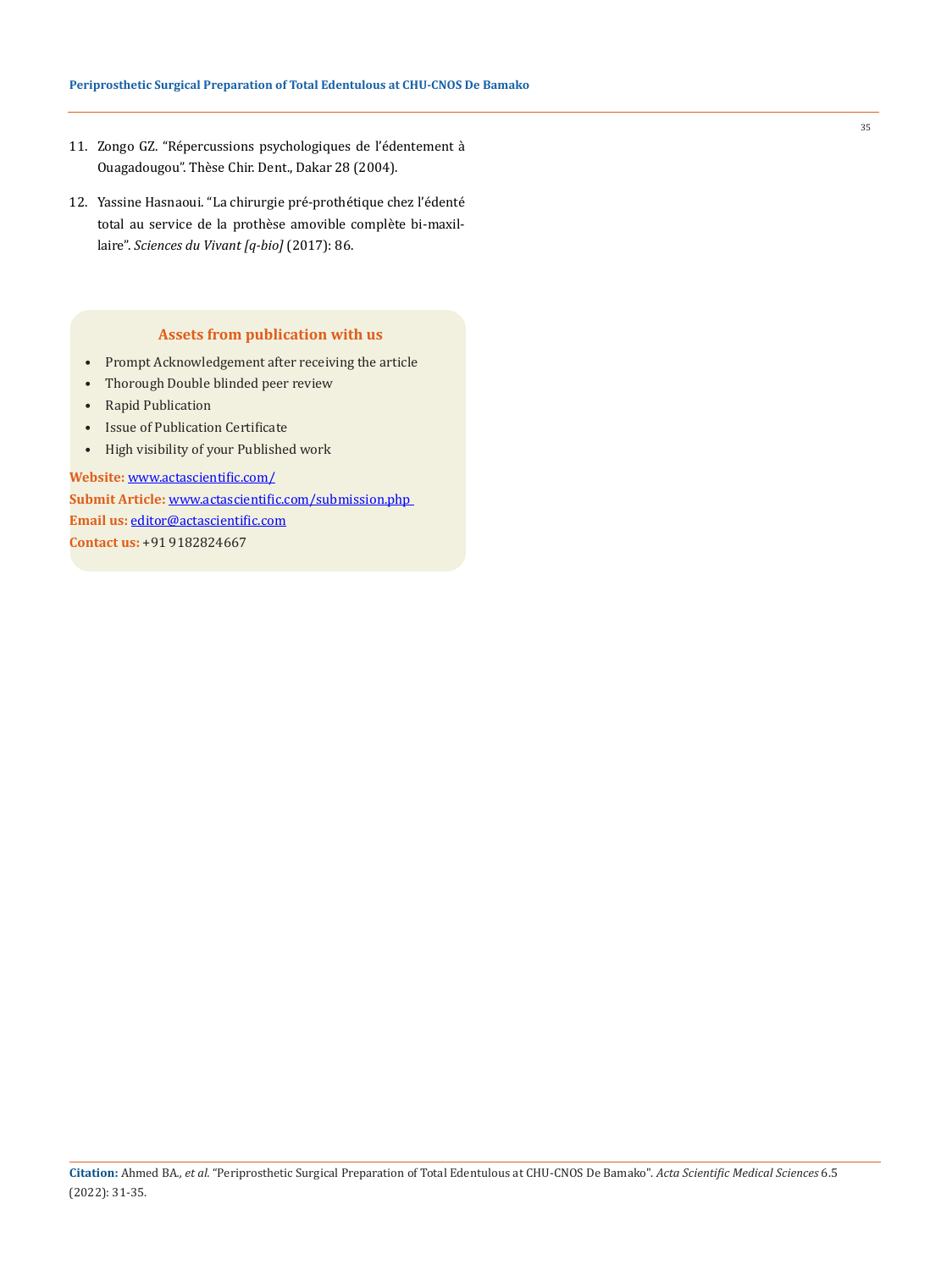11. Zongo GZ. “Répercussions psychologiques de l’édentement à Ouagadougou”. Thèse Chir. Dent., Dakar 28 (2004).

12. Yassine Hasnaoui. “La chirurgie pré-prothétique chez l’édenté total au service de la prothèse amovible complète bi-maxillaire”. *Sciences du Vivant [q-bio]* (2017): 86.

**Assets from publication with us**

- Prompt Acknowledgement after receiving the article
- Thorough Double blinded peer review
- Rapid Publication
- Issue of Publication Certificate
- High visibility of your Published work

**Website:** www.actascientific.com/
**Submit Article:** www.actascientific.com/submission.php
**Email us:** editor@actascientific.com
**Contact us:** +91 9182824667